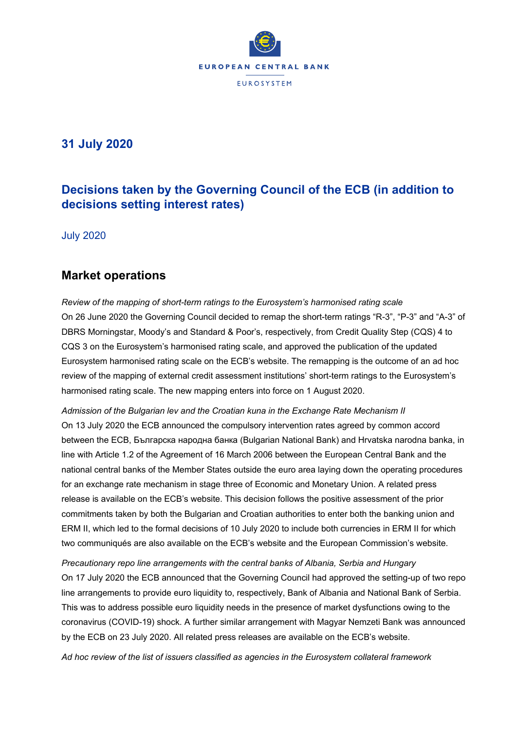**31 July 2020**

# Decisions taken by the Governing Council of the ECB (in addition to decisions setting interest rates)

July 2020

## Market operations

*Review of the mapping of short-term ratings to the Eurosystem's harmonised rating scale*

On 26 June 2020 the Governing Council decided to remap the short-term ratings "R-3", "P-3" and "A-3" of DBRS Morningstar, Moody's and Standard & Poor's, respectively, from Credit Quality Step (CQS) 4 to CQS 3 on the Eurosystem's harmonised rating scale, and approved the publication of the updated Eurosystem harmonised rating scale on the ECB's website. The remapping is the outcome of an ad hoc review of the mapping of external credit assessment institutions' short-term ratings to the Eurosystem's harmonised rating scale. The new mapping enters into force on 1 August 2020.

*Admission of the Bulgarian lev and the Croatian kuna in the Exchange Rate Mechanism II*

On 13 July 2020 the ECB announced the compulsory intervention rates agreed by common accord between the ECB, Българска народна банка (Bulgarian National Bank) and Hrvatska narodna banka, in line with Article 1.2 of the Agreement of 16 March 2006 between the European Central Bank and the national central banks of the Member States outside the euro area laying down the operating procedures for an exchange rate mechanism in stage three of Economic and Monetary Union. A related press release is available on the ECB's website. This decision follows the positive assessment of the prior commitments taken by both the Bulgarian and Croatian authorities to enter both the banking union and ERM II, which led to the formal decisions of 10 July 2020 to include both currencies in ERM II for which two communiqués are also available on the ECB's website and the European Commission's website.

*Precautionary repo line arrangements with the central banks of Albania, Serbia and Hungary*

On 17 July 2020 the ECB announced that the Governing Council had approved the setting-up of two repo line arrangements to provide euro liquidity to, respectively, Bank of Albania and National Bank of Serbia. This was to address possible euro liquidity needs in the presence of market dysfunctions owing to the coronavirus (COVID-19) shock. A further similar arrangement with Magyar Nemzeti Bank was announced by the ECB on 23 July 2020. All related press releases are available on the ECB's website.

*Ad hoc review of the list of issuers classified as agencies in the Eurosystem collateral framework*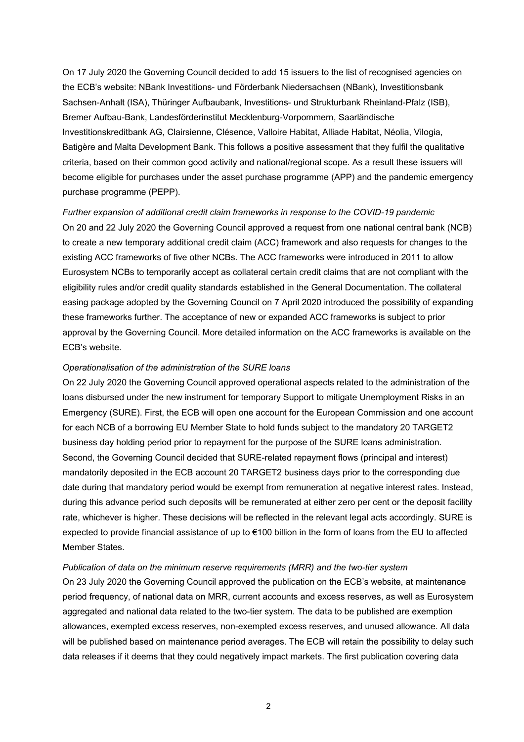On 17 July 2020 the Governing Council decided to add 15 issuers to the list of recognised agencies on the ECB's website: NBank Investitions- und Förderbank Niedersachsen (NBank), Investitionsbank Sachsen-Anhalt (ISA), Thüringer Aufbaubank, Investitions- und Strukturbank Rheinland-Pfalz (ISB), Bremer Aufbau-Bank, Landesförderinstitut Mecklenburg-Vorpommern, Saarländische Investitionskreditbank AG, Clairsienne, Clésence, Valloire Habitat, Alliade Habitat, Néolia, Vilogia, Batigère and Malta Development Bank. This follows a positive assessment that they fulfil the qualitative criteria, based on their common good activity and national/regional scope. As a result these issuers will become eligible for purchases under the asset purchase programme (APP) and the pandemic emergency purchase programme (PEPP).

*Further expansion of additional credit claim frameworks in response to the COVID-19 pandemic*

On 20 and 22 July 2020 the Governing Council approved a request from one national central bank (NCB) to create a new temporary additional credit claim (ACC) framework and also requests for changes to the existing ACC frameworks of five other NCBs. The ACC frameworks were introduced in 2011 to allow Eurosystem NCBs to temporarily accept as collateral certain credit claims that are not compliant with the eligibility rules and/or credit quality standards established in the General Documentation. The collateral easing package adopted by the Governing Council on 7 April 2020 introduced the possibility of expanding these frameworks further. The acceptance of new or expanded ACC frameworks is subject to prior approval by the Governing Council. More detailed information on the ACC frameworks is available on the ECB's website.

*Operationalisation of the administration of the SURE loans*

On 22 July 2020 the Governing Council approved operational aspects related to the administration of the loans disbursed under the new instrument for temporary Support to mitigate Unemployment Risks in an Emergency (SURE). First, the ECB will open one account for the European Commission and one account for each NCB of a borrowing EU Member State to hold funds subject to the mandatory 20 TARGET2 business day holding period prior to repayment for the purpose of the SURE loans administration. Second, the Governing Council decided that SURE-related repayment flows (principal and interest) mandatorily deposited in the ECB account 20 TARGET2 business days prior to the corresponding due date during that mandatory period would be exempt from remuneration at negative interest rates. Instead, during this advance period such deposits will be remunerated at either zero per cent or the deposit facility rate, whichever is higher. These decisions will be reflected in the relevant legal acts accordingly. SURE is expected to provide financial assistance of up to €100 billion in the form of loans from the EU to affected Member States.

*Publication of data on the minimum reserve requirements (MRR) and the two-tier system*

On 23 July 2020 the Governing Council approved the publication on the ECB's website, at maintenance period frequency, of national data on MRR, current accounts and excess reserves, as well as Eurosystem aggregated and national data related to the two-tier system. The data to be published are exemption allowances, exempted excess reserves, non-exempted excess reserves, and unused allowance. All data will be published based on maintenance period averages. The ECB will retain the possibility to delay such data releases if it deems that they could negatively impact markets. The first publication covering data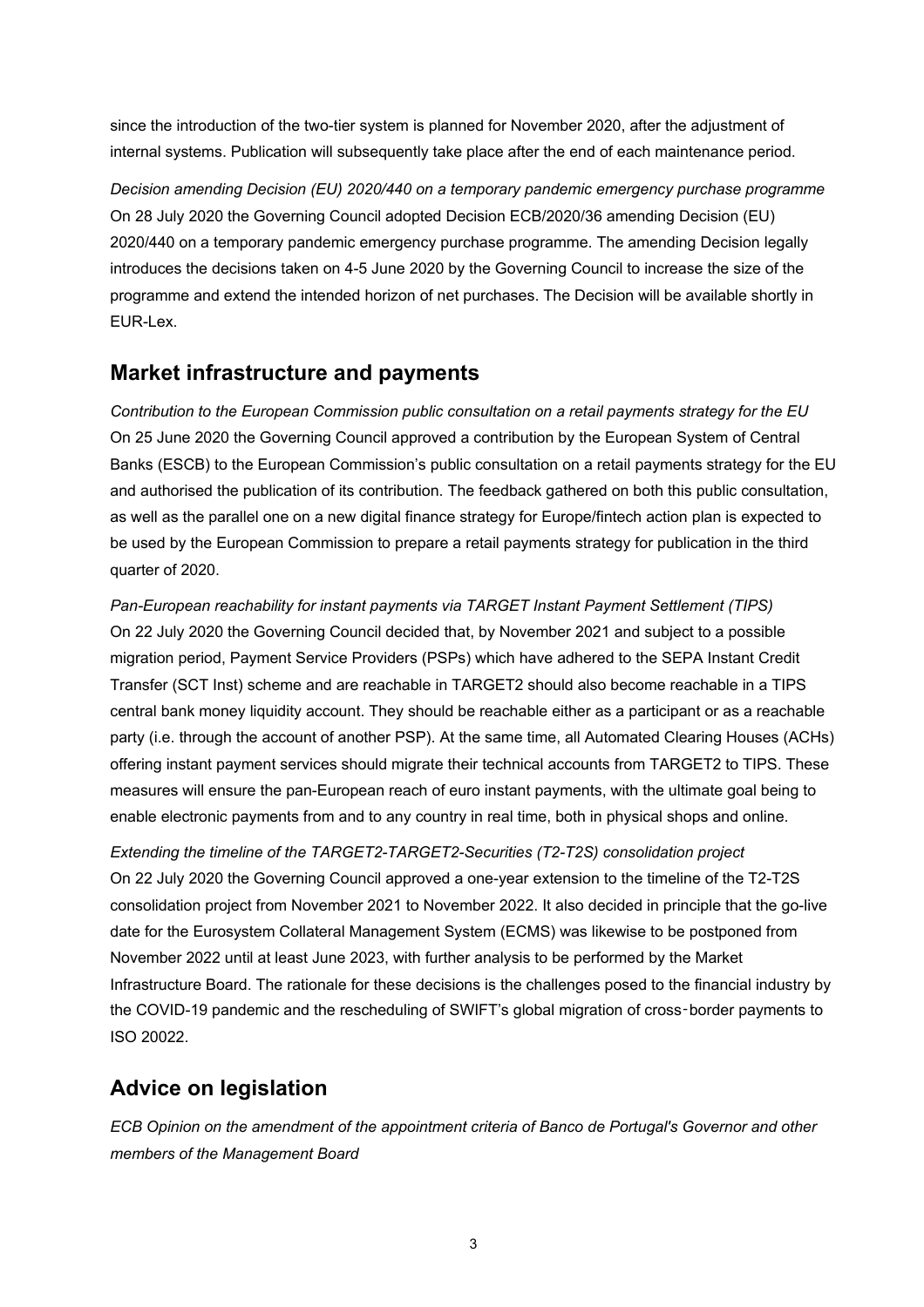since the introduction of the two-tier system is planned for November 2020, after the adjustment of internal systems. Publication will subsequently take place after the end of each maintenance period.

*Decision amending Decision (EU) 2020/440 on a temporary pandemic emergency purchase programme*
On 28 July 2020 the Governing Council adopted Decision ECB/2020/36 amending Decision (EU) 2020/440 on a temporary pandemic emergency purchase programme. The amending Decision legally introduces the decisions taken on 4-5 June 2020 by the Governing Council to increase the size of the programme and extend the intended horizon of net purchases. The Decision will be available shortly in EUR-Lex.

## Market infrastructure and payments

*Contribution to the European Commission public consultation on a retail payments strategy for the EU*
On 25 June 2020 the Governing Council approved a contribution by the European System of Central Banks (ESCB) to the European Commission's public consultation on a retail payments strategy for the EU and authorised the publication of its contribution. The feedback gathered on both this public consultation, as well as the parallel one on a new digital finance strategy for Europe/fintech action plan is expected to be used by the European Commission to prepare a retail payments strategy for publication in the third quarter of 2020.

*Pan-European reachability for instant payments via TARGET Instant Payment Settlement (TIPS)*
On 22 July 2020 the Governing Council decided that, by November 2021 and subject to a possible migration period, Payment Service Providers (PSPs) which have adhered to the SEPA Instant Credit Transfer (SCT Inst) scheme and are reachable in TARGET2 should also become reachable in a TIPS central bank money liquidity account. They should be reachable either as a participant or as a reachable party (i.e. through the account of another PSP). At the same time, all Automated Clearing Houses (ACHs) offering instant payment services should migrate their technical accounts from TARGET2 to TIPS. These measures will ensure the pan-European reach of euro instant payments, with the ultimate goal being to enable electronic payments from and to any country in real time, both in physical shops and online.

*Extending the timeline of the TARGET2-TARGET2-Securities (T2-T2S) consolidation project*
On 22 July 2020 the Governing Council approved a one-year extension to the timeline of the T2-T2S consolidation project from November 2021 to November 2022. It also decided in principle that the go-live date for the Eurosystem Collateral Management System (ECMS) was likewise to be postponed from November 2022 until at least June 2023, with further analysis to be performed by the Market Infrastructure Board. The rationale for these decisions is the challenges posed to the financial industry by the COVID-19 pandemic and the rescheduling of SWIFT's global migration of cross-border payments to ISO 20022.

## Advice on legislation

*ECB Opinion on the amendment of the appointment criteria of Banco de Portugal's Governor and other members of the Management Board*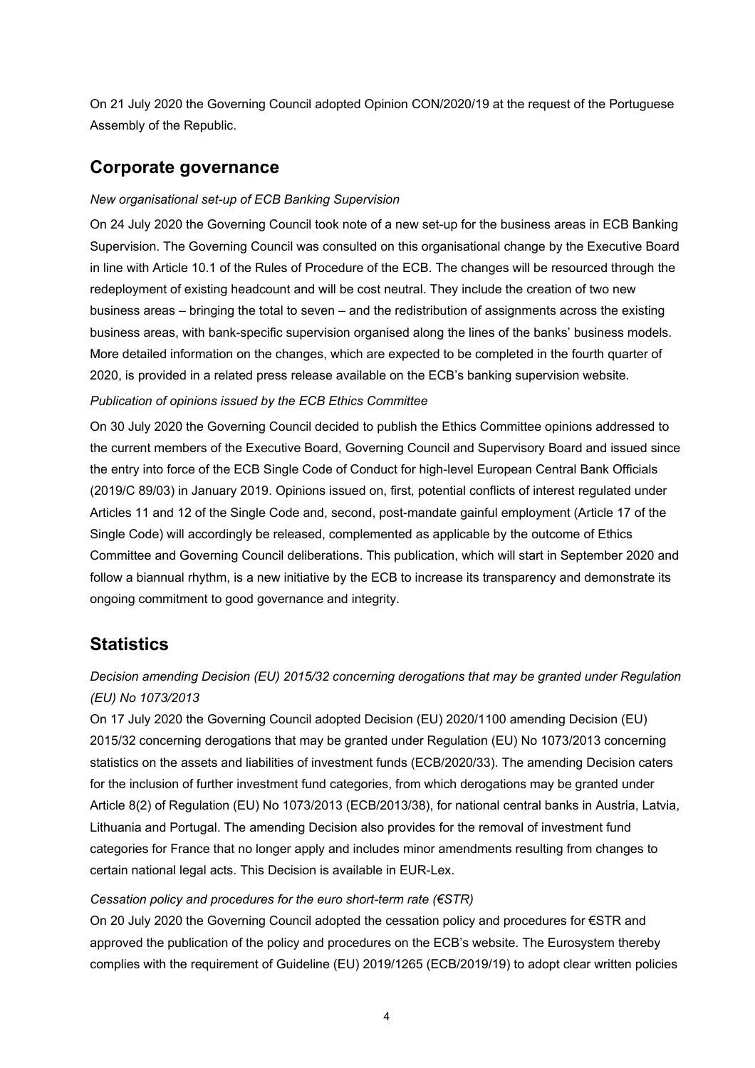On 21 July 2020 the Governing Council adopted Opinion CON/2020/19 at the request of the Portuguese Assembly of the Republic.

## Corporate governance

*New organisational set-up of ECB Banking Supervision*

On 24 July 2020 the Governing Council took note of a new set-up for the business areas in ECB Banking Supervision. The Governing Council was consulted on this organisational change by the Executive Board in line with Article 10.1 of the Rules of Procedure of the ECB. The changes will be resourced through the redeployment of existing headcount and will be cost neutral. They include the creation of two new business areas – bringing the total to seven – and the redistribution of assignments across the existing business areas, with bank-specific supervision organised along the lines of the banks' business models. More detailed information on the changes, which are expected to be completed in the fourth quarter of 2020, is provided in a related press release available on the ECB's banking supervision website.

*Publication of opinions issued by the ECB Ethics Committee*

On 30 July 2020 the Governing Council decided to publish the Ethics Committee opinions addressed to the current members of the Executive Board, Governing Council and Supervisory Board and issued since the entry into force of the ECB Single Code of Conduct for high-level European Central Bank Officials (2019/C 89/03) in January 2019. Opinions issued on, first, potential conflicts of interest regulated under Articles 11 and 12 of the Single Code and, second, post-mandate gainful employment (Article 17 of the Single Code) will accordingly be released, complemented as applicable by the outcome of Ethics Committee and Governing Council deliberations. This publication, which will start in September 2020 and follow a biannual rhythm, is a new initiative by the ECB to increase its transparency and demonstrate its ongoing commitment to good governance and integrity.

## Statistics

*Decision amending Decision (EU) 2015/32 concerning derogations that may be granted under Regulation (EU) No 1073/2013*

On 17 July 2020 the Governing Council adopted Decision (EU) 2020/1100 amending Decision (EU) 2015/32 concerning derogations that may be granted under Regulation (EU) No 1073/2013 concerning statistics on the assets and liabilities of investment funds (ECB/2020/33). The amending Decision caters for the inclusion of further investment fund categories, from which derogations may be granted under Article 8(2) of Regulation (EU) No 1073/2013 (ECB/2013/38), for national central banks in Austria, Latvia, Lithuania and Portugal. The amending Decision also provides for the removal of investment fund categories for France that no longer apply and includes minor amendments resulting from changes to certain national legal acts. This Decision is available in EUR-Lex.

*Cessation policy and procedures for the euro short-term rate (€STR)*

On 20 July 2020 the Governing Council adopted the cessation policy and procedures for €STR and approved the publication of the policy and procedures on the ECB's website. The Eurosystem thereby complies with the requirement of Guideline (EU) 2019/1265 (ECB/2019/19) to adopt clear written policies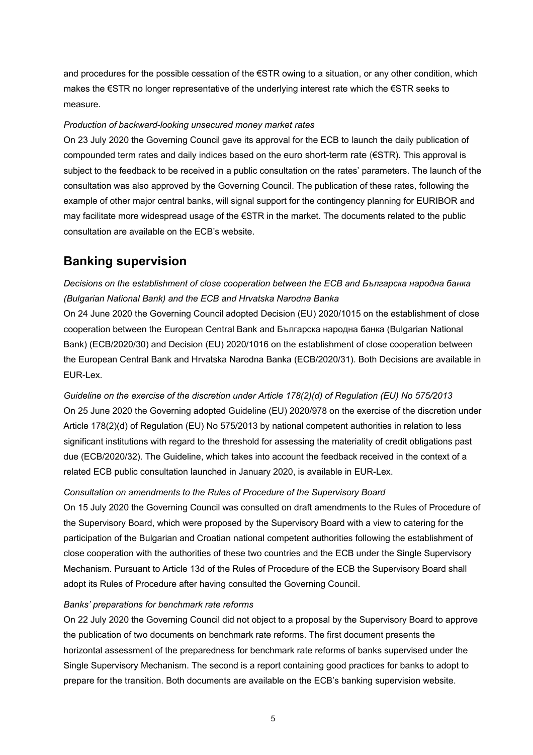and procedures for the possible cessation of the €STR owing to a situation, or any other condition, which makes the €STR no longer representative of the underlying interest rate which the €STR seeks to measure.

*Production of backward-looking unsecured money market rates*

On 23 July 2020 the Governing Council gave its approval for the ECB to launch the daily publication of compounded term rates and daily indices based on the euro short-term rate (€STR). This approval is subject to the feedback to be received in a public consultation on the rates' parameters. The launch of the consultation was also approved by the Governing Council. The publication of these rates, following the example of other major central banks, will signal support for the contingency planning for EURIBOR and may facilitate more widespread usage of the €STR in the market. The documents related to the public consultation are available on the ECB's website.

## Banking supervision

*Decisions on the establishment of close cooperation between the ECB and Българска народна банка (Bulgarian National Bank) and the ECB and Hrvatska Narodna Banka*

On 24 June 2020 the Governing Council adopted Decision (EU) 2020/1015 on the establishment of close cooperation between the European Central Bank and Българска народна банка (Bulgarian National Bank) (ECB/2020/30) and Decision (EU) 2020/1016 on the establishment of close cooperation between the European Central Bank and Hrvatska Narodna Banka (ECB/2020/31). Both Decisions are available in EUR-Lex.

*Guideline on the exercise of the discretion under Article 178(2)(d) of Regulation (EU) No 575/2013*

On 25 June 2020 the Governing adopted Guideline (EU) 2020/978 on the exercise of the discretion under Article 178(2)(d) of Regulation (EU) No 575/2013 by national competent authorities in relation to less significant institutions with regard to the threshold for assessing the materiality of credit obligations past due (ECB/2020/32). The Guideline, which takes into account the feedback received in the context of a related ECB public consultation launched in January 2020, is available in EUR-Lex.

*Consultation on amendments to the Rules of Procedure of the Supervisory Board*

On 15 July 2020 the Governing Council was consulted on draft amendments to the Rules of Procedure of the Supervisory Board, which were proposed by the Supervisory Board with a view to catering for the participation of the Bulgarian and Croatian national competent authorities following the establishment of close cooperation with the authorities of these two countries and the ECB under the Single Supervisory Mechanism. Pursuant to Article 13d of the Rules of Procedure of the ECB the Supervisory Board shall adopt its Rules of Procedure after having consulted the Governing Council.

*Banks' preparations for benchmark rate reforms*

On 22 July 2020 the Governing Council did not object to a proposal by the Supervisory Board to approve the publication of two documents on benchmark rate reforms. The first document presents the horizontal assessment of the preparedness for benchmark rate reforms of banks supervised under the Single Supervisory Mechanism. The second is a report containing good practices for banks to adopt to prepare for the transition. Both documents are available on the ECB's banking supervision website.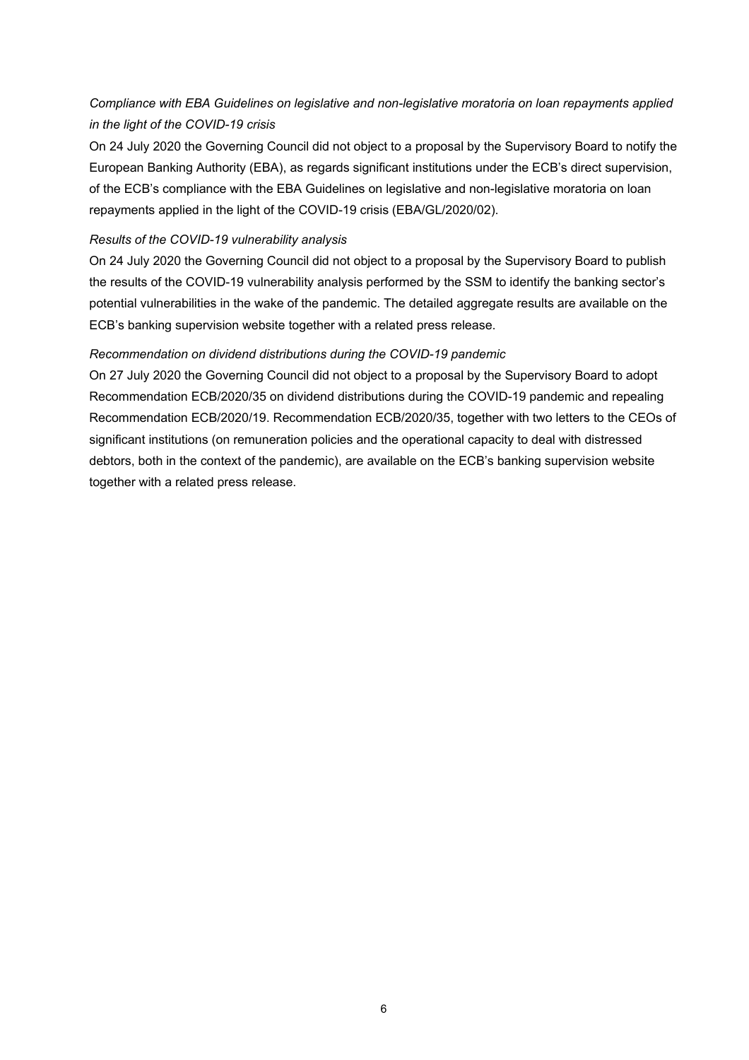*Compliance with EBA Guidelines on legislative and non-legislative moratoria on loan repayments applied in the light of the COVID-19 crisis*

On 24 July 2020 the Governing Council did not object to a proposal by the Supervisory Board to notify the European Banking Authority (EBA), as regards significant institutions under the ECB's direct supervision, of the ECB's compliance with the EBA Guidelines on legislative and non-legislative moratoria on loan repayments applied in the light of the COVID-19 crisis (EBA/GL/2020/02).

*Results of the COVID-19 vulnerability analysis*

On 24 July 2020 the Governing Council did not object to a proposal by the Supervisory Board to publish the results of the COVID-19 vulnerability analysis performed by the SSM to identify the banking sector's potential vulnerabilities in the wake of the pandemic. The detailed aggregate results are available on the ECB's banking supervision website together with a related press release.

*Recommendation on dividend distributions during the COVID-19 pandemic*

On 27 July 2020 the Governing Council did not object to a proposal by the Supervisory Board to adopt Recommendation ECB/2020/35 on dividend distributions during the COVID-19 pandemic and repealing Recommendation ECB/2020/19. Recommendation ECB/2020/35, together with two letters to the CEOs of significant institutions (on remuneration policies and the operational capacity to deal with distressed debtors, both in the context of the pandemic), are available on the ECB's banking supervision website together with a related press release.